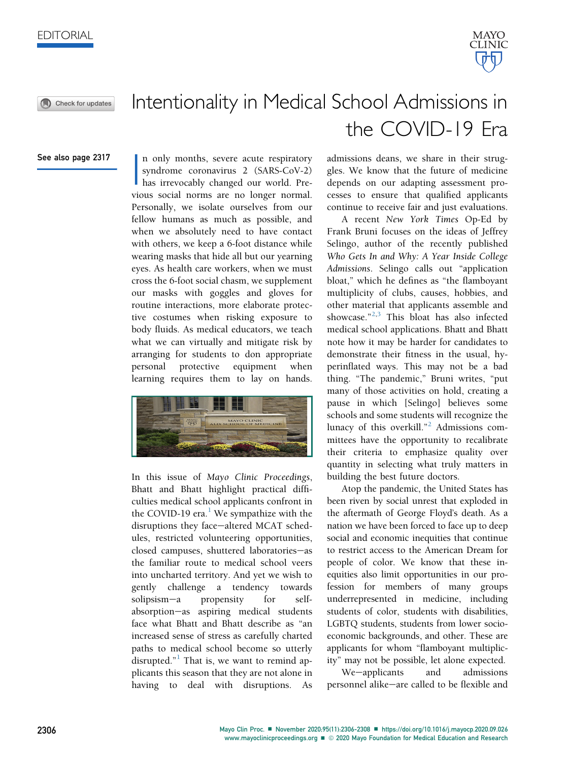EDITORIAL

# Intentionality in Medical School Admissions in the COVID-19 Era

See also page 2317

In only months, severe acute respiratory syndrome coronavirus 2 (SARS-CoV-2) has irrevocably changed our world. Previous social norms are no longer normal. Personally, we isolate ourselves from our fellow humans as much as possible, and when we absolutely need to have contact with others, we keep a 6-foot distance while wearing masks that hide all but our yearning eyes. As health care workers, when we must cross the 6-foot social chasm, we supplement our masks with goggles and gloves for routine interactions, more elaborate protective costumes when risking exposure to body fluids. As medical educators, we teach what we can virtually and mitigate risk by arranging for students to don appropriate personal protective equipment when learning requires them to lay on hands.

In this issue of *Mayo Clinic Proceedings*, Bhatt and Bhatt highlight practical difficulties medical school applicants confront in the COVID-19 era.[1] We sympathize with the disruptions they face—altered MCAT schedules, restricted volunteering opportunities, closed campuses, shuttered laboratories—as the familiar route to medical school veers into uncharted territory. And yet we wish to gently challenge a tendency towards solipsism—a propensity for self-absorption—as aspiring medical students face what Bhatt and Bhatt describe as "an increased sense of stress as carefully charted paths to medical school become so utterly disrupted."[1] That is, we want to remind applicants this season that they are not alone in having to deal with disruptions. As admissions deans, we share in their struggles. We know that the future of medicine depends on our adapting assessment processes to ensure that qualified applicants continue to receive fair and just evaluations.

A recent *New York Times* Op-Ed by Frank Bruni focuses on the ideas of Jeffrey Selingo, author of the recently published *Who Gets In and Why: A Year Inside College Admissions*. Selingo calls out "application bloat," which he defines as "the flamboyant multiplicity of clubs, causes, hobbies, and other material that applicants assemble and showcase."[2,3] This bloat has also infected medical school applications. Bhatt and Bhatt note how it may be harder for candidates to demonstrate their fitness in the usual, hyperinflated ways. This may not be a bad thing. "The pandemic," Bruni writes, "put many of those activities on hold, creating a pause in which [Selingo] believes some schools and some students will recognize the lunacy of this overkill."[2] Admissions committees have the opportunity to recalibrate their criteria to emphasize quality over quantity in selecting what truly matters in building the best future doctors.

Atop the pandemic, the United States has been riven by social unrest that exploded in the aftermath of George Floyd's death. As a nation we have been forced to face up to deep social and economic inequities that continue to restrict access to the American Dream for people of color. We know that these inequities also limit opportunities in our profession for members of many groups underrepresented in medicine, including students of color, students with disabilities, LGBTQ students, students from lower socioeconomic backgrounds, and other. These are applicants for whom "flamboyant multiplicity" may not be possible, let alone expected.

We—applicants and admissions personnel alike—are called to be flexible and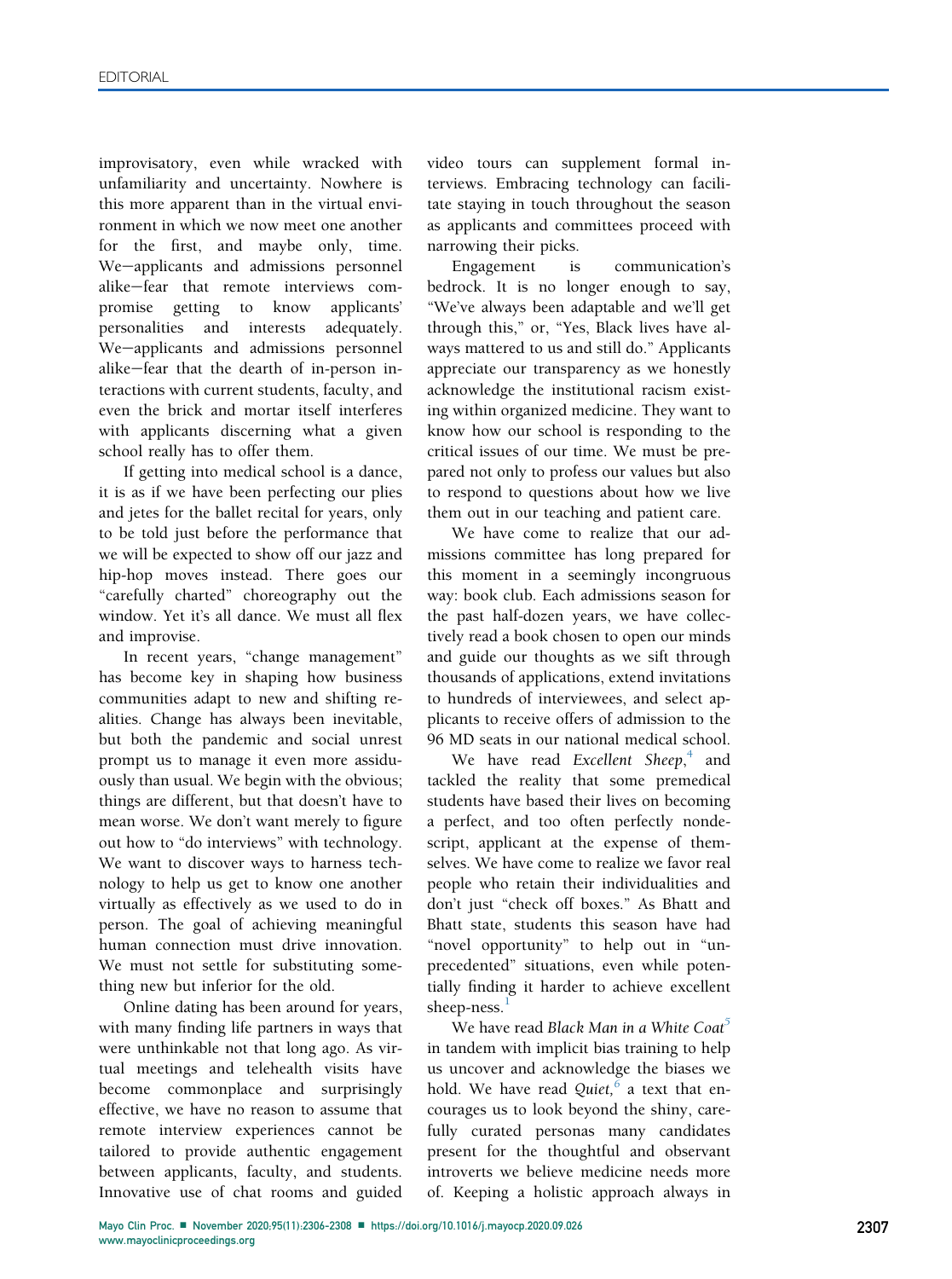improvisatory, even while wracked with unfamiliarity and uncertainty. Nowhere is this more apparent than in the virtual environment in which we now meet one another for the first, and maybe only, time. We—applicants and admissions personnel alike—fear that remote interviews compromise getting to know applicants' personalities and interests adequately. We—applicants and admissions personnel alike—fear that the dearth of in-person interactions with current students, faculty, and even the brick and mortar itself interferes with applicants discerning what a given school really has to offer them.

If getting into medical school is a dance, it is as if we have been perfecting our plies and jetes for the ballet recital for years, only to be told just before the performance that we will be expected to show off our jazz and hip-hop moves instead. There goes our "carefully charted" choreography out the window. Yet it's all dance. We must all flex and improvise.

In recent years, "change management" has become key in shaping how business communities adapt to new and shifting realities. Change has always been inevitable, but both the pandemic and social unrest prompt us to manage it even more assiduously than usual. We begin with the obvious; things are different, but that doesn't have to mean worse. We don't want merely to figure out how to "do interviews" with technology. We want to discover ways to harness technology to help us get to know one another virtually as effectively as we used to do in person. The goal of achieving meaningful human connection must drive innovation. We must not settle for substituting something new but inferior for the old.

Online dating has been around for years, with many finding life partners in ways that were unthinkable not that long ago. As virtual meetings and telehealth visits have become commonplace and surprisingly effective, we have no reason to assume that remote interview experiences cannot be tailored to provide authentic engagement between applicants, faculty, and students. Innovative use of chat rooms and guided video tours can supplement formal interviews. Embracing technology can facilitate staying in touch throughout the season as applicants and committees proceed with narrowing their picks.

Engagement is communication's bedrock. It is no longer enough to say, "We've always been adaptable and we'll get through this," or, "Yes, Black lives have always mattered to us and still do." Applicants appreciate our transparency as we honestly acknowledge the institutional racism existing within organized medicine. They want to know how our school is responding to the critical issues of our time. We must be prepared not only to profess our values but also to respond to questions about how we live them out in our teaching and patient care.

We have come to realize that our admissions committee has long prepared for this moment in a seemingly incongruous way: book club. Each admissions season for the past half-dozen years, we have collectively read a book chosen to open our minds and guide our thoughts as we sift through thousands of applications, extend invitations to hundreds of interviewees, and select applicants to receive offers of admission to the 96 MD seats in our national medical school.

We have read *Excellent Sheep*,[4] and tackled the reality that some premedical students have based their lives on becoming a perfect, and too often perfectly nondescript, applicant at the expense of themselves. We have come to realize we favor real people who retain their individualities and don't just "check off boxes." As Bhatt and Bhatt state, students this season have had "novel opportunity" to help out in "unprecedented" situations, even while potentially finding it harder to achieve excellent sheep-ness.[1]

We have read *Black Man in a White Coat*[5] in tandem with implicit bias training to help us uncover and acknowledge the biases we hold. We have read *Quiet*,[6] a text that encourages us to look beyond the shiny, carefully curated personas many candidates present for the thoughtful and observant introverts we believe medicine needs more of. Keeping a holistic approach always in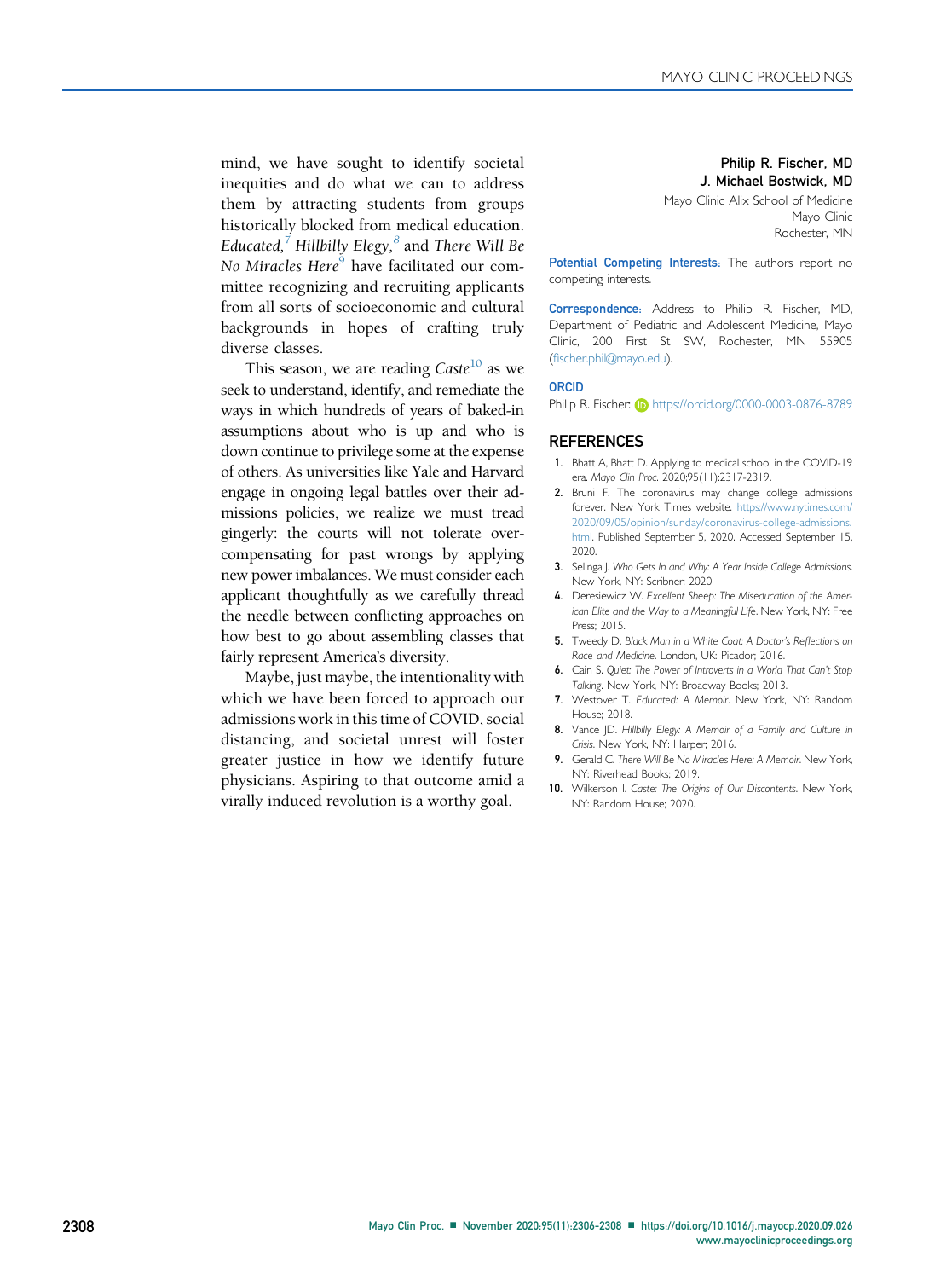mind, we have sought to identify societal inequities and do what we can to address them by attracting students from groups historically blocked from medical education. *Educated*,[7] *Hillbilly Elegy*,[8] and *There Will Be No Miracles Here*[9] have facilitated our committee recognizing and recruiting applicants from all sorts of socioeconomic and cultural backgrounds in hopes of crafting truly diverse classes.

This season, we are reading *Caste*[10] as we seek to understand, identify, and remediate the ways in which hundreds of years of baked-in assumptions about who is up and who is down continue to privilege some at the expense of others. As universities like Yale and Harvard engage in ongoing legal battles over their admissions policies, we realize we must tread gingerly: the courts will not tolerate overcompensating for past wrongs by applying new power imbalances. We must consider each applicant thoughtfully as we carefully thread the needle between conflicting approaches on how best to go about assembling classes that fairly represent America's diversity.

Maybe, just maybe, the intentionality with which we have been forced to approach our admissions work in this time of COVID, social distancing, and societal unrest will foster greater justice in how we identify future physicians. Aspiring to that outcome amid a virally induced revolution is a worthy goal.

**Philip R. Fischer, MD**
**J. Michael Bostwick, MD**
Mayo Clinic Alix School of Medicine
Mayo Clinic
Rochester, MN

**Potential Competing Interests:** The authors report no competing interests.

**Correspondence:** Address to Philip R. Fischer, MD, Department of Pediatric and Adolescent Medicine, Mayo Clinic, 200 First St SW, Rochester, MN 55905 (fischer.phil@mayo.edu).

**ORCID**

Philip R. Fischer: https://orcid.org/0000-0003-0876-8789

## REFERENCES

1. Bhatt A, Bhatt D. Applying to medical school in the COVID-19 era. *Mayo Clin Proc*. 2020;95(11):2317-2319.
2. Bruni F. The coronavirus may change college admissions forever. New York Times website. https://www.nytimes.com/2020/09/05/opinion/sunday/coronavirus-college-admissions.html. Published September 5, 2020. Accessed September 15, 2020.
3. Selinga J. *Who Gets In and Why: A Year Inside College Admissions*. New York, NY: Scribner; 2020.
4. Deresiewicz W. *Excellent Sheep: The Miseducation of the American Elite and the Way to a Meaningful Life*. New York, NY: Free Press; 2015.
5. Tweedy D. *Black Man in a White Coat: A Doctor's Reflections on Race and Medicine*. London, UK: Picador; 2016.
6. Cain S. *Quiet: The Power of Introverts in a World That Can't Stop Talking*. New York, NY: Broadway Books; 2013.
7. Westover T. *Educated: A Memoir*. New York, NY: Random House; 2018.
8. Vance JD. *Hillbilly Elegy: A Memoir of a Family and Culture in Crisis*. New York, NY: Harper; 2016.
9. Gerald C. *There Will Be No Miracles Here: A Memoir*. New York, NY: Riverhead Books; 2019.
10. Wilkerson I. *Caste: The Origins of Our Discontents*. New York, NY: Random House; 2020.